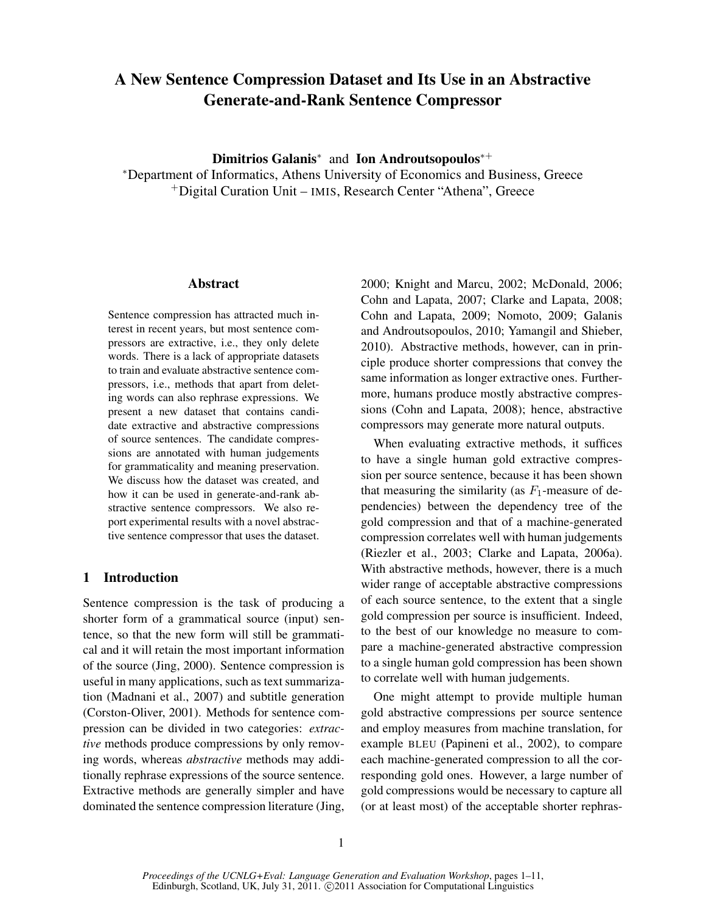# A New Sentence Compression Dataset and Its Use in an Abstractive Generate-and-Rank Sentence Compressor

**Dimitrios Galanis**[*] and **Ion Androutsopoulos**[*+]

[*]Department of Informatics, Athens University of Economics and Business, Greece
[+]Digital Curation Unit – IMIS, Research Center "Athena", Greece

## Abstract

Sentence compression has attracted much interest in recent years, but most sentence compressors are extractive, i.e., they only delete words. There is a lack of appropriate datasets to train and evaluate abstractive sentence compressors, i.e., methods that apart from deleting words can also rephrase expressions. We present a new dataset that contains candidate extractive and abstractive compressions of source sentences. The candidate compressions are annotated with human judgements for grammaticality and meaning preservation. We discuss how the dataset was created, and how it can be used in generate-and-rank abstractive sentence compressors. We also report experimental results with a novel abstractive sentence compressor that uses the dataset.

## 1 Introduction

Sentence compression is the task of producing a shorter form of a grammatical source (input) sentence, so that the new form will still be grammatical and it will retain the most important information of the source (Jing, 2000). Sentence compression is useful in many applications, such as text summarization (Madnani et al., 2007) and subtitle generation (Corston-Oliver, 2001). Methods for sentence compression can be divided in two categories: *extractive* methods produce compressions by only removing words, whereas *abstractive* methods may additionally rephrase expressions of the source sentence. Extractive methods are generally simpler and have dominated the sentence compression literature (Jing, 2000; Knight and Marcu, 2002; McDonald, 2006; Cohn and Lapata, 2007; Clarke and Lapata, 2008; Cohn and Lapata, 2009; Nomoto, 2009; Galanis and Androutsopoulos, 2010; Yamangil and Shieber, 2010). Abstractive methods, however, can in principle produce shorter compressions that convey the same information as longer extractive ones. Furthermore, humans produce mostly abstractive compressions (Cohn and Lapata, 2008); hence, abstractive compressors may generate more natural outputs.

When evaluating extractive methods, it suffices to have a single human gold extractive compression per source sentence, because it has been shown that measuring the similarity (as $F_1$-measure of dependencies) between the dependency tree of the gold compression and that of a machine-generated compression correlates well with human judgements (Riezler et al., 2003; Clarke and Lapata, 2006a). With abstractive methods, however, there is a much wider range of acceptable abstractive compressions of each source sentence, to the extent that a single gold compression per source is insufficient. Indeed, to the best of our knowledge no measure to compare a machine-generated abstractive compression to a single human gold compression has been shown to correlate well with human judgements.

One might attempt to provide multiple human gold abstractive compressions per source sentence and employ measures from machine translation, for example BLEU (Papineni et al., 2002), to compare each machine-generated compression to all the corresponding gold ones. However, a large number of gold compressions would be necessary to capture all (or at least most) of the acceptable shorter rephras-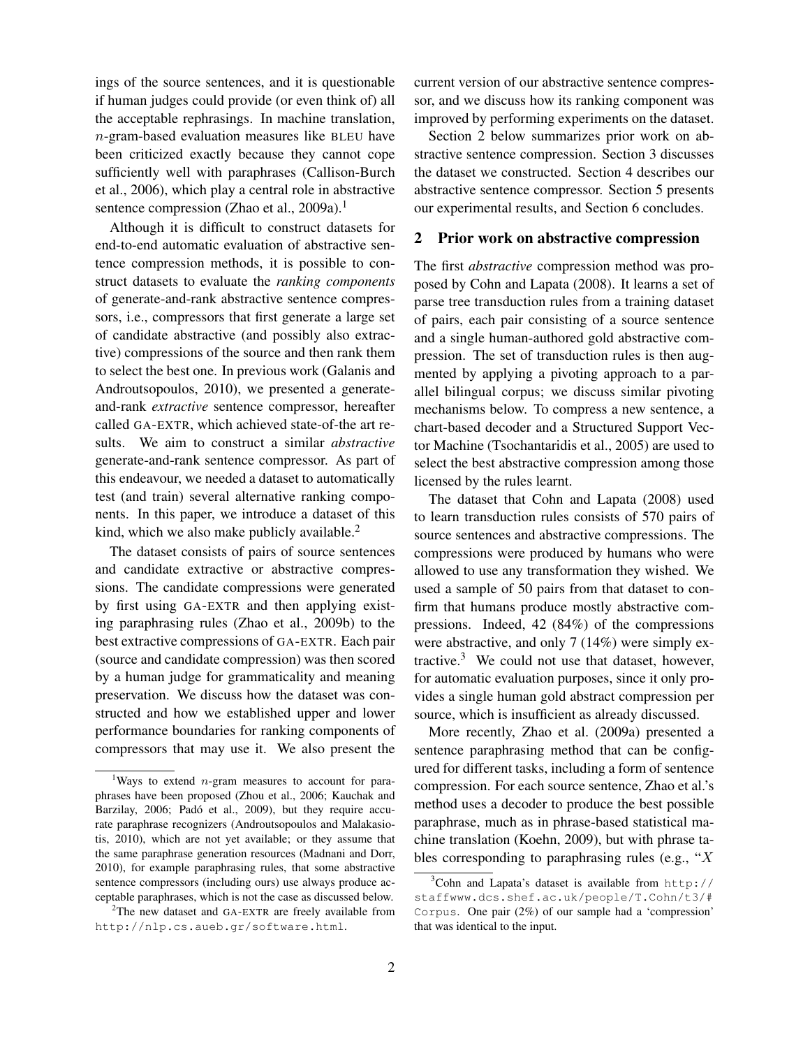ings of the source sentences, and it is questionable if human judges could provide (or even think of) all the acceptable rephrasings. In machine translation, $n$-gram-based evaluation measures like BLEU have been criticized exactly because they cannot cope sufficiently well with paraphrases (Callison-Burch et al., 2006), which play a central role in abstractive sentence compression (Zhao et al., 2009a).[1]

Although it is difficult to construct datasets for end-to-end automatic evaluation of abstractive sentence compression methods, it is possible to construct datasets to evaluate the *ranking components* of generate-and-rank abstractive sentence compressors, i.e., compressors that first generate a large set of candidate abstractive (and possibly also extractive) compressions of the source and then rank them to select the best one. In previous work (Galanis and Androutsopoulos, 2010), we presented a generate-and-rank *extractive* sentence compressor, hereafter called GA-EXTR, which achieved state-of-the art results. We aim to construct a similar *abstractive* generate-and-rank sentence compressor. As part of this endeavour, we needed a dataset to automatically test (and train) several alternative ranking components. In this paper, we introduce a dataset of this kind, which we also make publicly available.[2]

The dataset consists of pairs of source sentences and candidate extractive or abstractive compressions. The candidate compressions were generated by first using GA-EXTR and then applying existing paraphrasing rules (Zhao et al., 2009b) to the best extractive compressions of GA-EXTR. Each pair (source and candidate compression) was then scored by a human judge for grammaticality and meaning preservation. We discuss how the dataset was constructed and how we established upper and lower performance boundaries for ranking components of compressors that may use it. We also present the current version of our abstractive sentence compressor, and we discuss how its ranking component was improved by performing experiments on the dataset.

Section 2 below summarizes prior work on abstractive sentence compression. Section 3 discusses the dataset we constructed. Section 4 describes our abstractive sentence compressor. Section 5 presents our experimental results, and Section 6 concludes.

## 2 Prior work on abstractive compression

The first *abstractive* compression method was proposed by Cohn and Lapata (2008). It learns a set of parse tree transduction rules from a training dataset of pairs, each pair consisting of a source sentence and a single human-authored gold abstractive compression. The set of transduction rules is then augmented by applying a pivoting approach to a parallel bilingual corpus; we discuss similar pivoting mechanisms below. To compress a new sentence, a chart-based decoder and a Structured Support Vector Machine (Tsochantaridis et al., 2005) are used to select the best abstractive compression among those licensed by the rules learnt.

The dataset that Cohn and Lapata (2008) used to learn transduction rules consists of 570 pairs of source sentences and abstractive compressions. The compressions were produced by humans who were allowed to use any transformation they wished. We used a sample of 50 pairs from that dataset to confirm that humans produce mostly abstractive compressions. Indeed, 42 (84%) of the compressions were abstractive, and only 7 (14%) were simply extractive.[3] We could not use that dataset, however, for automatic evaluation purposes, since it only provides a single human gold abstract compression per source, which is insufficient as already discussed.

More recently, Zhao et al. (2009a) presented a sentence paraphrasing method that can be configured for different tasks, including a form of sentence compression. For each source sentence, Zhao et al.'s method uses a decoder to produce the best possible paraphrase, much as in phrase-based statistical machine translation (Koehn, 2009), but with phrase tables corresponding to paraphrasing rules (e.g., "$X$

---

[1] Ways to extend $n$-gram measures to account for paraphrases have been proposed (Zhou et al., 2006; Kauchak and Barzilay, 2006; Padó et al., 2009), but they require accurate paraphrase recognizers (Androutsopoulos and Malakasiotis, 2010), which are not yet available; or they assume that the same paraphrase generation resources (Madnani and Dorr, 2010), for example paraphrasing rules, that some abstractive sentence compressors (including ours) use always produce acceptable paraphrases, which is not the case as discussed below.

[2] The new dataset and GA-EXTR are freely available from http://nlp.cs.aueb.gr/software.html.

[3] Cohn and Lapata's dataset is available from http://staffwww.dcs.shef.ac.uk/people/T.Cohn/t3/#Corpus. One pair (2%) of our sample had a 'compression' that was identical to the input.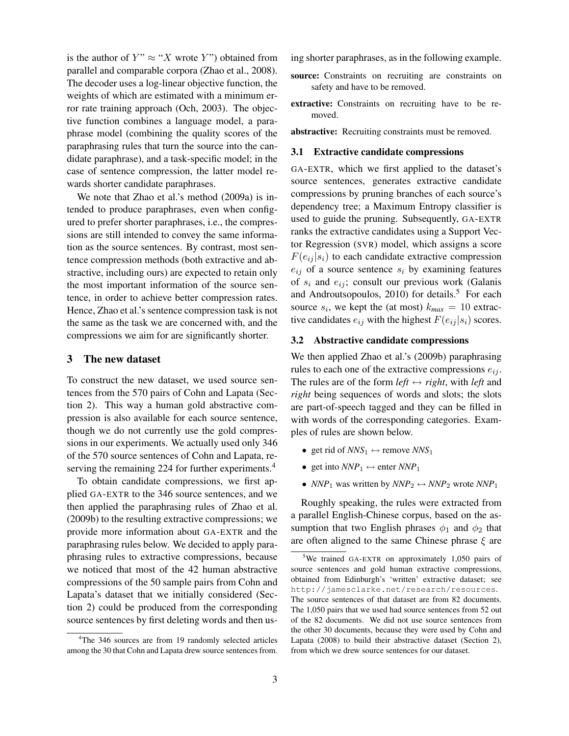is the author of $Y$" ≈ "$X$ wrote $Y$") obtained from parallel and comparable corpora (Zhao et al., 2008). The decoder uses a log-linear objective function, the weights of which are estimated with a minimum error rate training approach (Och, 2003). The objective function combines a language model, a paraphrase model (combining the quality scores of the paraphrasing rules that turn the source into the candidate paraphrase), and a task-specific model; in the case of sentence compression, the latter model rewards shorter candidate paraphrases.

We note that Zhao et al.'s method (2009a) is intended to produce paraphrases, even when configured to prefer shorter paraphrases, i.e., the compressions are still intended to convey the same information as the source sentences. By contrast, most sentence compression methods (both extractive and abstractive, including ours) are expected to retain only the most important information of the source sentence, in order to achieve better compression rates. Hence, Zhao et al.'s sentence compression task is not the same as the task we are concerned with, and the compressions we aim for are significantly shorter.

## 3 The new dataset

To construct the new dataset, we used source sentences from the 570 pairs of Cohn and Lapata (Section 2). This way a human gold abstractive compression is also available for each source sentence, though we do not currently use the gold compressions in our experiments. We actually used only 346 of the 570 source sentences of Cohn and Lapata, reserving the remaining 224 for further experiments.[4]

To obtain candidate compressions, we first applied GA-EXTR to the 346 source sentences, and we then applied the paraphrasing rules of Zhao et al. (2009b) to the resulting extractive compressions; we provide more information about GA-EXTR and the paraphrasing rules below. We decided to apply paraphrasing rules to extractive compressions, because we noticed that most of the 42 human abstractive compressions of the 50 sample pairs from Cohn and Lapata's dataset that we initially considered (Section 2) could be produced from the corresponding source sentences by first deleting words and then using shorter paraphrases, as in the following example.

**source:** Constraints on recruiting are constraints on safety and have to be removed.

**extractive:** Constraints on recruiting have to be removed.

**abstractive:** Recruiting constraints must be removed.

### 3.1 Extractive candidate compressions

GA-EXTR, which we first applied to the dataset's source sentences, generates extractive candidate compressions by pruning branches of each source's dependency tree; a Maximum Entropy classifier is used to guide the pruning. Subsequently, GA-EXTR ranks the extractive candidates using a Support Vector Regression (SVR) model, which assigns a score $F(e_{ij}|s_i)$ to each candidate extractive compression $e_{ij}$ of a source sentence $s_i$ by examining features of $s_i$ and $e_{ij}$; consult our previous work (Galanis and Androutsopoulos, 2010) for details.[5] For each source $s_i$, we kept the (at most) $k_{max} = 10$ extractive candidates $e_{ij}$ with the highest $F(e_{ij}|s_i)$ scores.

### 3.2 Abstractive candidate compressions

We then applied Zhao et al.'s (2009b) paraphrasing rules to each one of the extractive compressions $e_{ij}$. The rules are of the form *left* ↔ *right*, with *left* and *right* being sequences of words and slots; the slots are part-of-speech tagged and they can be filled in with words of the corresponding categories. Examples of rules are shown below.

- get rid of $NNS_1$ ↔ remove $NNS_1$
- get into $NNP_1$ ↔ enter $NNP_1$
- $NNP_1$ was written by $NNP_2$ ↔ $NNP_2$ wrote $NNP_1$

Roughly speaking, the rules were extracted from a parallel English-Chinese corpus, based on the assumption that two English phrases $\phi_1$ and $\phi_2$ that are often aligned to the same Chinese phrase $\xi$ are

[4] The 346 sources are from 19 randomly selected articles among the 30 that Cohn and Lapata drew source sentences from.

[5] We trained GA-EXTR on approximately 1,050 pairs of source sentences and gold human extractive compressions, obtained from Edinburgh's 'written' extractive dataset; see `http://jamesclarke.net/research/resources`. The source sentences of that dataset are from 82 documents. The 1,050 pairs that we used had source sentences from 52 out of the 82 documents. We did not use source sentences from the other 30 documents, because they were used by Cohn and Lapata (2008) to build their abstractive dataset (Section 2), from which we drew source sentences for our dataset.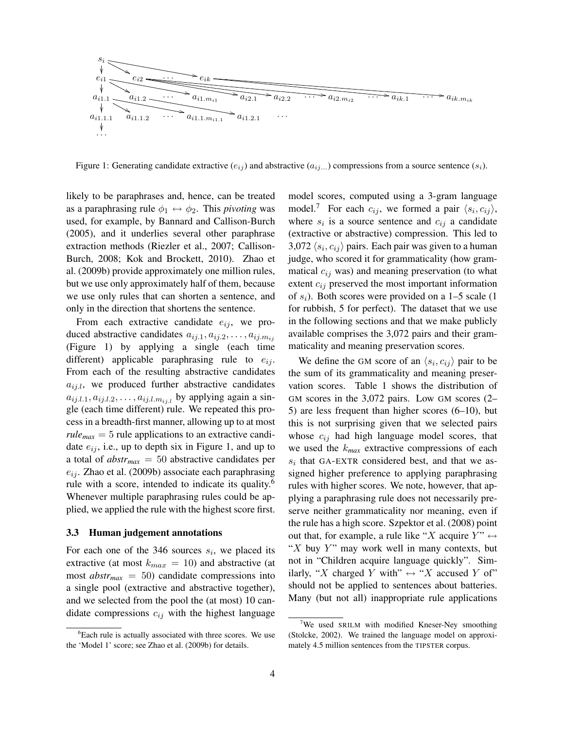Figure 1: Generating candidate extractive ($e_{ij}$) and abstractive ($a_{ij\ldots}$) compressions from a source sentence ($s_i$).

likely to be paraphrases and, hence, can be treated as a paraphrasing rule $\phi_1 \leftrightarrow \phi_2$. This *pivoting* was used, for example, by Bannard and Callison-Burch (2005), and it underlies several other paraphrase extraction methods (Riezler et al., 2007; Callison-Burch, 2008; Kok and Brockett, 2010). Zhao et al. (2009b) provide approximately one million rules, but we use only approximately half of them, because we use only rules that can shorten a sentence, and only in the direction that shortens the sentence.

From each extractive candidate $e_{ij}$, we produced abstractive candidates $a_{ij.1}, a_{ij.2}, \ldots, a_{ij.m_{ij}}$ (Figure 1) by applying a single (each time different) applicable paraphrasing rule to $e_{ij}$. From each of the resulting abstractive candidates $a_{ij.l}$, we produced further abstractive candidates $a_{ij.l.1}, a_{ij.l.2}, \ldots, a_{ij.l.m_{ij.l}}$ by applying again a single (each time different) rule. We repeated this process in a breadth-first manner, allowing up to at most $rule_{max} = 5$ rule applications to an extractive candidate $e_{ij}$, i.e., up to depth six in Figure 1, and up to a total of $abstr_{max} = 50$ abstractive candidates per $e_{ij}$. Zhao et al. (2009b) associate each paraphrasing rule with a score, intended to indicate its quality.[6] Whenever multiple paraphrasing rules could be applied, we applied the rule with the highest score first.

### 3.3 Human judgement annotations

For each one of the 346 sources $s_i$, we placed its extractive (at most $k_{max} = 10$) and abstractive (at most $abstr_{max} = 50$) candidate compressions into a single pool (extractive and abstractive together), and we selected from the pool the (at most) 10 candidate compressions $c_{ij}$ with the highest language model scores, computed using a 3-gram language model.[7] For each $c_{ij}$, we formed a pair $\langle s_i, c_{ij} \rangle$, where $s_i$ is a source sentence and $c_{ij}$ a candidate (extractive or abstractive) compression. This led to 3,072 $\langle s_i, c_{ij} \rangle$ pairs. Each pair was given to a human judge, who scored it for grammaticality (how grammatical $c_{ij}$ was) and meaning preservation (to what extent $c_{ij}$ preserved the most important information of $s_i$). Both scores were provided on a 1–5 scale (1 for rubbish, 5 for perfect). The dataset that we use in the following sections and that we make publicly available comprises the 3,072 pairs and their grammaticality and meaning preservation scores.

We define the GM score of an $\langle s_i, c_{ij} \rangle$ pair to be the sum of its grammaticality and meaning preservation scores. Table 1 shows the distribution of GM scores in the 3,072 pairs. Low GM scores (2–5) are less frequent than higher scores (6–10), but this is not surprising given that we selected pairs whose $c_{ij}$ had high language model scores, that we used the $k_{max}$ extractive compressions of each $s_i$ that GA-EXTR considered best, and that we assigned higher preference to applying paraphrasing rules with higher scores. We note, however, that applying a paraphrasing rule does not necessarily preserve neither grammaticality nor meaning, even if the rule has a high score. Szpektor et al. (2008) point out that, for example, a rule like "$X$ acquire $Y$" $\leftrightarrow$ "$X$ buy $Y$" may work well in many contexts, but not in "Children acquire language quickly". Similarly, "$X$ charged $Y$ with" $\leftrightarrow$ "$X$ accused $Y$ of" should not be applied to sentences about batteries. Many (but not all) inappropriate rule applications

[6] Each rule is actually associated with three scores. We use the 'Model 1' score; see Zhao et al. (2009b) for details.

[7] We used SRILM with modified Kneser-Ney smoothing (Stolcke, 2002). We trained the language model on approximately 4.5 million sentences from the TIPSTER corpus.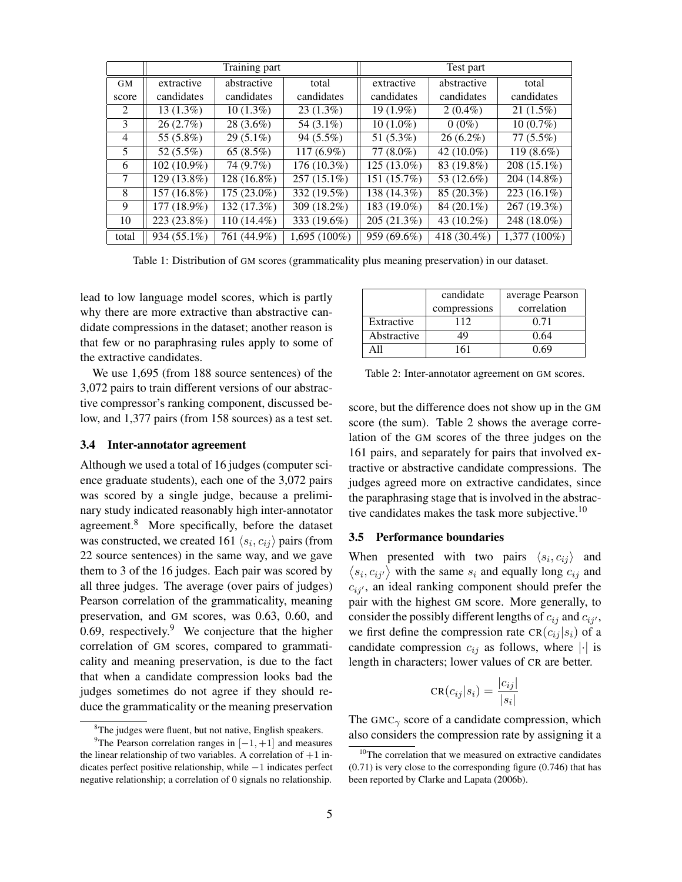| | Training part | | | Test part | | |
|---|---|---|---|---|---|---|
| GM score | extractive candidates | abstractive candidates | total candidates | extractive candidates | abstractive candidates | total candidates |
| 2 | 13 (1.3%) | 10 (1.3%) | 23 (1.3%) | 19 (1.9%) | 2 (0.4%) | 21 (1.5%) |
| 3 | 26 (2.7%) | 28 (3.6%) | 54 (3.1%) | 10 (1.0%) | 0 (0%) | 10 (0.7%) |
| 4 | 55 (5.8%) | 29 (5.1%) | 94 (5.5%) | 51 (5.3%) | 26 (6.2%) | 77 (5.5%) |
| 5 | 52 (5.5%) | 65 (8.5%) | 117 (6.9%) | 77 (8.0%) | 42 (10.0%) | 119 (8.6%) |
| 6 | 102 (10.9%) | 74 (9.7%) | 176 (10.3%) | 125 (13.0%) | 83 (19.8%) | 208 (15.1%) |
| 7 | 129 (13.8%) | 128 (16.8%) | 257 (15.1%) | 151 (15.7%) | 53 (12.6%) | 204 (14.8%) |
| 8 | 157 (16.8%) | 175 (23.0%) | 332 (19.5%) | 138 (14.3%) | 85 (20.3%) | 223 (16.1%) |
| 9 | 177 (18.9%) | 132 (17.3%) | 309 (18.2%) | 183 (19.0%) | 84 (20.1%) | 267 (19.3%) |
| 10 | 223 (23.8%) | 110 (14.4%) | 333 (19.6%) | 205 (21.3%) | 43 (10.2%) | 248 (18.0%) |
| total | 934 (55.1%) | 761 (44.9%) | 1,695 (100%) | 959 (69.6%) | 418 (30.4%) | 1,377 (100%) |

Table 1: Distribution of GM scores (grammaticality plus meaning preservation) in our dataset.

lead to low language model scores, which is partly why there are more extractive than abstractive candidate compressions in the dataset; another reason is that few or no paraphrasing rules apply to some of the extractive candidates.

We use 1,695 (from 188 source sentences) of the 3,072 pairs to train different versions of our abstractive compressor's ranking component, discussed below, and 1,377 pairs (from 158 sources) as a test set.

### 3.4 Inter-annotator agreement

Although we used a total of 16 judges (computer science graduate students), each one of the 3,072 pairs was scored by a single judge, because a preliminary study indicated reasonably high inter-annotator agreement.[8] More specifically, before the dataset was constructed, we created 161 $\langle s_i, c_{ij} \rangle$ pairs (from 22 source sentences) in the same way, and we gave them to 3 of the 16 judges. Each pair was scored by all three judges. The average (over pairs of judges) Pearson correlation of the grammaticality, meaning preservation, and GM scores, was 0.63, 0.60, and 0.69, respectively.[9] We conjecture that the higher correlation of GM scores, compared to grammaticality and meaning preservation, is due to the fact that when a candidate compression looks bad the judges sometimes do not agree if they should reduce the grammaticality or the meaning preservation score, but the difference does not show up in the GM score (the sum). Table 2 shows the average correlation of the GM scores of the three judges on the 161 pairs, and separately for pairs that involved extractive or abstractive candidate compressions. The judges agreed more on extractive candidates, since the paraphrasing stage that is involved in the abstractive candidates makes the task more subjective.[10]

| | candidate compressions | average Pearson correlation |
|---|---|---|
| Extractive | 112 | 0.71 |
| Abstractive | 49 | 0.64 |
| All | 161 | 0.69 |

Table 2: Inter-annotator agreement on GM scores.

### 3.5 Performance boundaries

When presented with two pairs $\langle s_i, c_{ij} \rangle$ and $\langle s_i, c_{ij'} \rangle$ with the same $s_i$ and equally long $c_{ij}$ and $c_{ij'}$, an ideal ranking component should prefer the pair with the highest GM score. More generally, to consider the possibly different lengths of $c_{ij}$ and $c_{ij'}$, we first define the compression rate $\text{CR}(c_{ij}|s_i)$ of a candidate compression $c_{ij}$ as follows, where $|\cdot|$ is length in characters; lower values of CR are better.

$$\text{CR}(c_{ij}|s_i) = \frac{|c_{ij}|}{|s_i|}$$

The $\text{GMC}_\gamma$ score of a candidate compression, which also considers the compression rate by assigning it a

[8] The judges were fluent, but not native, English speakers.

[9] The Pearson correlation ranges in $[-1, +1]$ and measures the linear relationship of two variables. A correlation of $+1$ indicates perfect positive relationship, while $-1$ indicates perfect negative relationship; a correlation of 0 signals no relationship.

[10] The correlation that we measured on extractive candidates (0.71) is very close to the corresponding figure (0.746) that has been reported by Clarke and Lapata (2006b).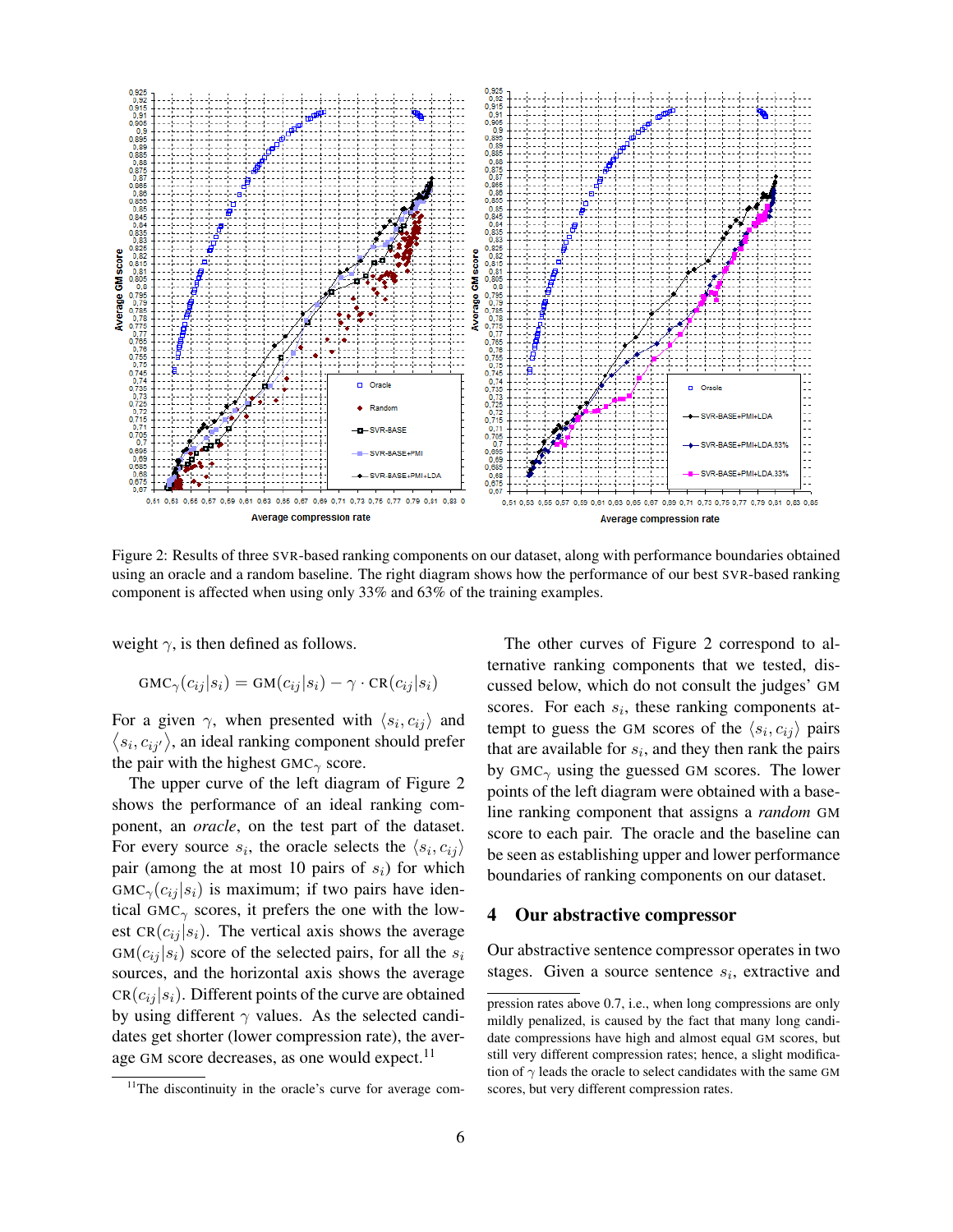Figure 2: Results of three SVR-based ranking components on our dataset, along with performance boundaries obtained using an oracle and a random baseline. The right diagram shows how the performance of our best SVR-based ranking component is affected when using only 33% and 63% of the training examples.

weight $\gamma$, is then defined as follows.

$$\text{GMC}_\gamma(c_{ij}|s_i) = \text{GM}(c_{ij}|s_i) - \gamma \cdot \text{CR}(c_{ij}|s_i)$$

For a given $\gamma$, when presented with $\langle s_i, c_{ij} \rangle$ and $\langle s_i, c_{ij'} \rangle$, an ideal ranking component should prefer the pair with the highest $\text{GMC}_\gamma$ score.

The upper curve of the left diagram of Figure 2 shows the performance of an ideal ranking component, an *oracle*, on the test part of the dataset. For every source $s_i$, the oracle selects the $\langle s_i, c_{ij} \rangle$ pair (among the at most 10 pairs of $s_i$) for which $\text{GMC}_\gamma(c_{ij}|s_i)$ is maximum; if two pairs have identical $\text{GMC}_\gamma$ scores, it prefers the one with the lowest $\text{CR}(c_{ij}|s_i)$. The vertical axis shows the average $\text{GM}(c_{ij}|s_i)$ score of the selected pairs, for all the $s_i$ sources, and the horizontal axis shows the average $\text{CR}(c_{ij}|s_i)$. Different points of the curve are obtained by using different $\gamma$ values. As the selected candidates get shorter (lower compression rate), the average GM score decreases, as one would expect.[11]

The other curves of Figure 2 correspond to alternative ranking components that we tested, discussed below, which do not consult the judges' GM scores. For each $s_i$, these ranking components attempt to guess the GM scores of the $\langle s_i, c_{ij} \rangle$ pairs that are available for $s_i$, and they then rank the pairs by $\text{GMC}_\gamma$ using the guessed GM scores. The lower points of the left diagram were obtained with a baseline ranking component that assigns a *random* GM score to each pair. The oracle and the baseline can be seen as establishing upper and lower performance boundaries of ranking components on our dataset.

## 4 Our abstractive compressor

Our abstractive sentence compressor operates in two stages. Given a source sentence $s_i$, extractive and

[11] The discontinuity in the oracle's curve for average compression rates above 0.7, i.e., when long compressions are only mildly penalized, is caused by the fact that many long candidate compressions have high and almost equal GM scores, but still very different compression rates; hence, a slight modification of $\gamma$ leads the oracle to select candidates with the same GM scores, but very different compression rates.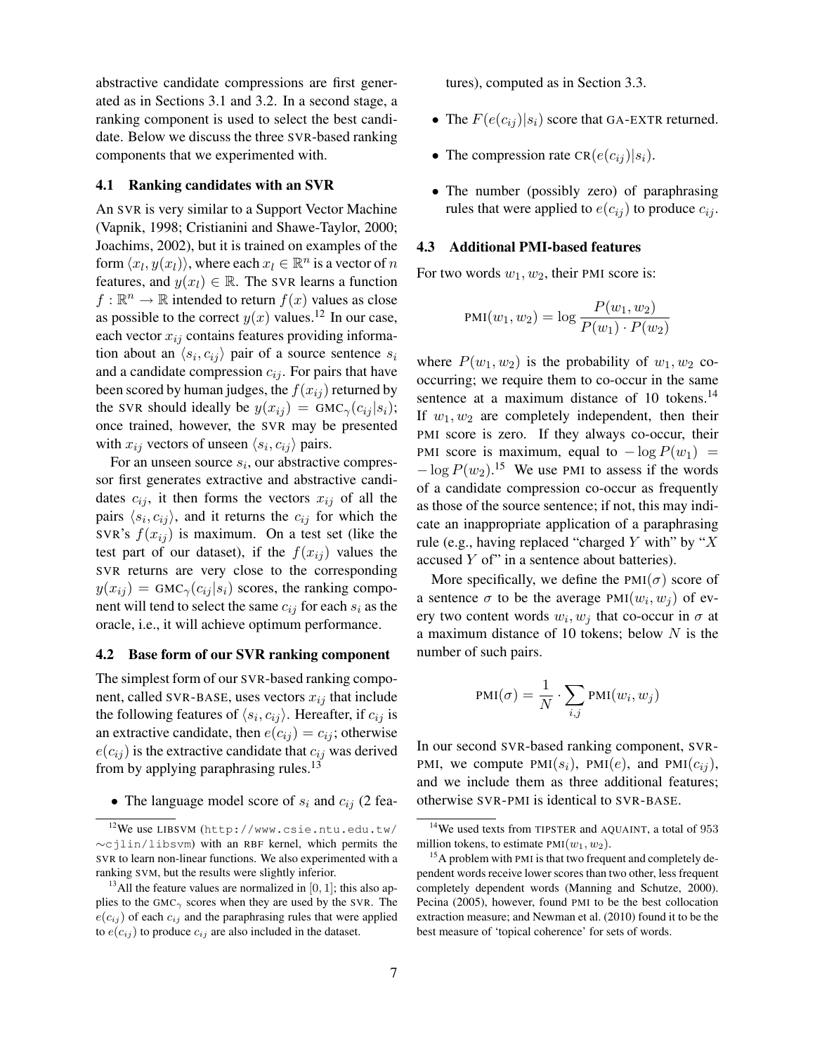abstractive candidate compressions are first generated as in Sections 3.1 and 3.2. In a second stage, a ranking component is used to select the best candidate. Below we discuss the three SVR-based ranking components that we experimented with.

### 4.1 Ranking candidates with an SVR

An SVR is very similar to a Support Vector Machine (Vapnik, 1998; Cristianini and Shawe-Taylor, 2000; Joachims, 2002), but it is trained on examples of the form $\langle x_l, y(x_l) \rangle$, where each $x_l \in \mathbb{R}^n$ is a vector of $n$ features, and $y(x_l) \in \mathbb{R}$. The SVR learns a function $f : \mathbb{R}^n \to \mathbb{R}$ intended to return $f(x)$ values as close as possible to the correct $y(x)$ values.[12] In our case, each vector $x_{ij}$ contains features providing information about an $\langle s_i, c_{ij} \rangle$ pair of a source sentence $s_i$ and a candidate compression $c_{ij}$. For pairs that have been scored by human judges, the $f(x_{ij})$ returned by the SVR should ideally be $y(x_{ij}) = \text{GMC}_\gamma(c_{ij}|s_i)$; once trained, however, the SVR may be presented with $x_{ij}$ vectors of unseen $\langle s_i, c_{ij} \rangle$ pairs.

For an unseen source $s_i$, our abstractive compressor first generates extractive and abstractive candidates $c_{ij}$, it then forms the vectors $x_{ij}$ of all the pairs $\langle s_i, c_{ij} \rangle$, and it returns the $c_{ij}$ for which the SVR's $f(x_{ij})$ is maximum. On a test set (like the test part of our dataset), if the $f(x_{ij})$ values the SVR returns are very close to the corresponding $y(x_{ij}) = \text{GMC}_\gamma(c_{ij}|s_i)$ scores, the ranking component will tend to select the same $c_{ij}$ for each $s_i$ as the oracle, i.e., it will achieve optimum performance.

### 4.2 Base form of our SVR ranking component

The simplest form of our SVR-based ranking component, called SVR-BASE, uses vectors $x_{ij}$ that include the following features of $\langle s_i, c_{ij} \rangle$. Hereafter, if $c_{ij}$ is an extractive candidate, then $e(c_{ij}) = c_{ij}$; otherwise $e(c_{ij})$ is the extractive candidate that $c_{ij}$ was derived from by applying paraphrasing rules.[13]

- The language model score of $s_i$ and $c_{ij}$ (2 features), computed as in Section 3.3.
- The $F(e(c_{ij})|s_i)$ score that GA-EXTR returned.
- The compression rate $\text{CR}(e(c_{ij})|s_i)$.
- The number (possibly zero) of paraphrasing rules that were applied to $e(c_{ij})$ to produce $c_{ij}$.

### 4.3 Additional PMI-based features

For two words $w_1, w_2$, their PMI score is:

$$\text{PMI}(w_1, w_2) = \log \frac{P(w_1, w_2)}{P(w_1) \cdot P(w_2)}$$

where $P(w_1, w_2)$ is the probability of $w_1, w_2$ co-occurring; we require them to co-occur in the same sentence at a maximum distance of 10 tokens.[14] If $w_1, w_2$ are completely independent, then their PMI score is zero. If they always co-occur, their PMI score is maximum, equal to $-\log P(w_1) = -\log P(w_2)$.[15] We use PMI to assess if the words of a candidate compression co-occur as frequently as those of the source sentence; if not, this may indicate an inappropriate application of a paraphrasing rule (e.g., having replaced "charged $Y$ with" by "$X$ accused $Y$ of" in a sentence about batteries).

More specifically, we define the $\text{PMI}(\sigma)$ score of a sentence $\sigma$ to be the average $\text{PMI}(w_i, w_j)$ of every two content words $w_i, w_j$ that co-occur in $\sigma$ at a maximum distance of 10 tokens; below $N$ is the number of such pairs.

$$\text{PMI}(\sigma) = \frac{1}{N} \cdot \sum_{i,j} \text{PMI}(w_i, w_j)$$

In our second SVR-based ranking component, SVR-PMI, we compute $\text{PMI}(s_i)$, $\text{PMI}(e)$, and $\text{PMI}(c_{ij})$, and we include them as three additional features; otherwise SVR-PMI is identical to SVR-BASE.

---

[12] We use LIBSVM (http://www.csie.ntu.edu.tw/~cjlin/libsvm) with an RBF kernel, which permits the SVR to learn non-linear functions. We also experimented with a ranking SVM, but the results were slightly inferior.

[13] All the feature values are normalized in $[0, 1]$; this also applies to the $\text{GMC}_\gamma$ scores when they are used by the SVR. The $e(c_{ij})$ of each $c_{ij}$ and the paraphrasing rules that were applied to $e(c_{ij})$ to produce $c_{ij}$ are also included in the dataset.

[14] We used texts from TIPSTER and AQUAINT, a total of 953 million tokens, to estimate $\text{PMI}(w_1, w_2)$.

[15] A problem with PMI is that two frequent and completely dependent words receive lower scores than two other, less frequent completely dependent words (Manning and Schutze, 2000). Pecina (2005), however, found PMI to be the best collocation extraction measure; and Newman et al. (2010) found it to be the best measure of 'topical coherence' for sets of words.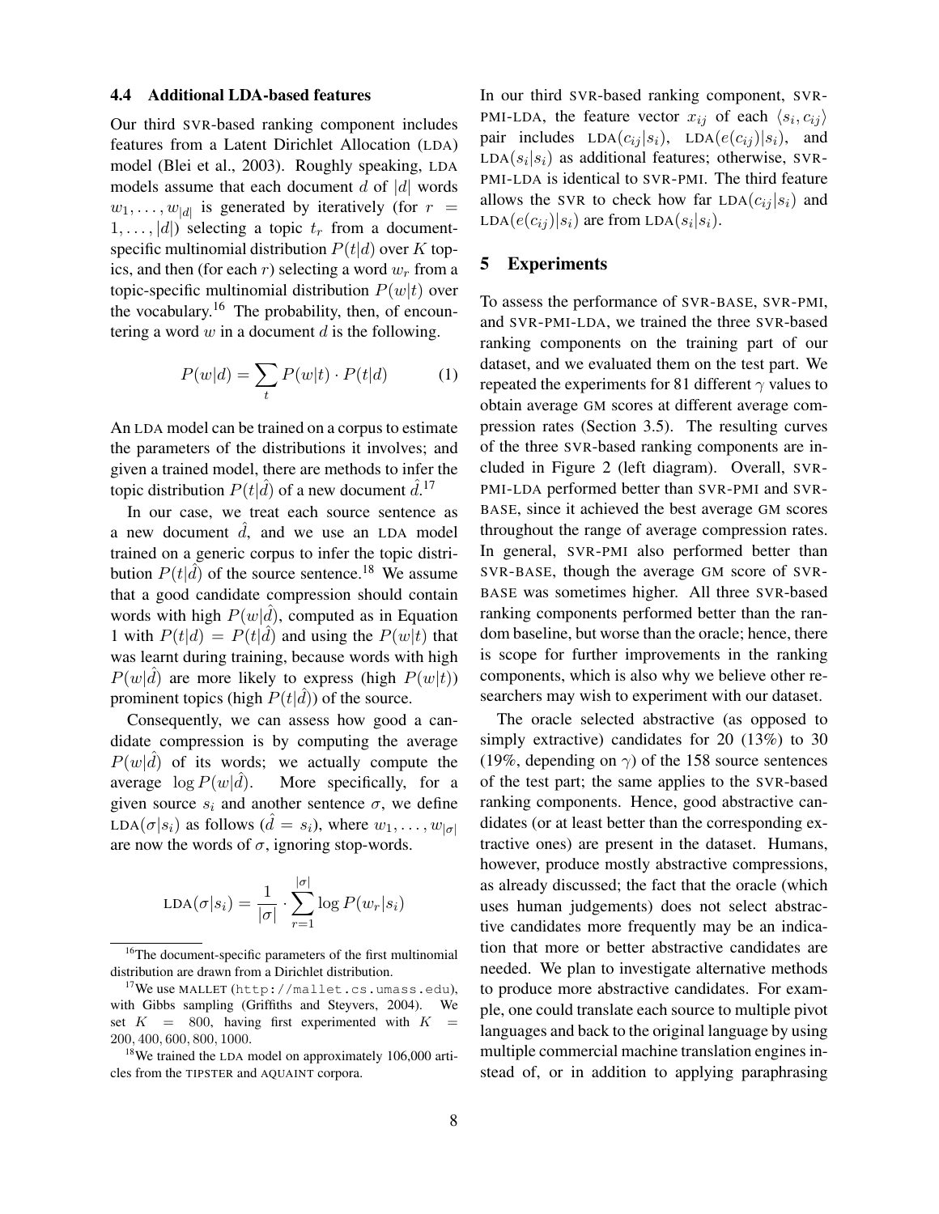### 4.4 Additional LDA-based features

Our third SVR-based ranking component includes features from a Latent Dirichlet Allocation (LDA) model (Blei et al., 2003). Roughly speaking, LDA models assume that each document $d$ of $|d|$ words $w_1, \ldots, w_{|d|}$ is generated by iteratively (for $r = 1, \ldots, |d|$) selecting a topic $t_r$ from a document-specific multinomial distribution $P(t|d)$ over $K$ topics, and then (for each $r$) selecting a word $w_r$ from a topic-specific multinomial distribution $P(w|t)$ over the vocabulary.[16] The probability, then, of encountering a word $w$ in a document $d$ is the following.

$$P(w|d) = \sum_{t} P(w|t) \cdot P(t|d) \tag{1}$$

An LDA model can be trained on a corpus to estimate the parameters of the distributions it involves; and given a trained model, there are methods to infer the topic distribution $P(t|\hat{d})$ of a new document $\hat{d}$.[17]

In our case, we treat each source sentence as a new document $\hat{d}$, and we use an LDA model trained on a generic corpus to infer the topic distribution $P(t|\hat{d})$ of the source sentence.[18] We assume that a good candidate compression should contain words with high $P(w|\hat{d})$, computed as in Equation 1 with $P(t|d) = P(t|\hat{d})$ and using the $P(w|t)$ that was learnt during training, because words with high $P(w|\hat{d})$ are more likely to express (high $P(w|t)$) prominent topics (high $P(t|\hat{d})$) of the source.

Consequently, we can assess how good a candidate compression is by computing the average $P(w|\hat{d})$ of its words; we actually compute the average $\log P(w|\hat{d})$. More specifically, for a given source $s_i$ and another sentence $\sigma$, we define $\text{LDA}(\sigma|s_i)$ as follows ($\hat{d} = s_i$), where $w_1, \ldots, w_{|\sigma|}$ are now the words of $\sigma$, ignoring stop-words.

$$\text{LDA}(\sigma|s_i) = \frac{1}{|\sigma|} \cdot \sum_{r=1}^{|\sigma|} \log P(w_r|s_i)$$

In our third SVR-based ranking component, SVR-PMI-LDA, the feature vector $x_{ij}$ of each $\langle s_i, c_{ij} \rangle$ pair includes $\text{LDA}(c_{ij}|s_i)$, $\text{LDA}(e(c_{ij})|s_i)$, and $\text{LDA}(s_i|s_i)$ as additional features; otherwise, SVR-PMI-LDA is identical to SVR-PMI. The third feature allows the SVR to check how far $\text{LDA}(c_{ij}|s_i)$ and $\text{LDA}(e(c_{ij})|s_i)$ are from $\text{LDA}(s_i|s_i)$.

## 5 Experiments

To assess the performance of SVR-BASE, SVR-PMI, and SVR-PMI-LDA, we trained the three SVR-based ranking components on the training part of our dataset, and we evaluated them on the test part. We repeated the experiments for 81 different $\gamma$ values to obtain average GM scores at different average compression rates (Section 3.5). The resulting curves of the three SVR-based ranking components are included in Figure 2 (left diagram). Overall, SVR-PMI-LDA performed better than SVR-PMI and SVR-BASE, since it achieved the best average GM scores throughout the range of average compression rates. In general, SVR-PMI also performed better than SVR-BASE, though the average GM score of SVR-BASE was sometimes higher. All three SVR-based ranking components performed better than the random baseline, but worse than the oracle; hence, there is scope for further improvements in the ranking components, which is also why we believe other researchers may wish to experiment with our dataset.

The oracle selected abstractive (as opposed to simply extractive) candidates for 20 (13%) to 30 (19%, depending on $\gamma$) of the 158 source sentences of the test part; the same applies to the SVR-based ranking components. Hence, good abstractive candidates (or at least better than the corresponding extractive ones) are present in the dataset. Humans, however, produce mostly abstractive compressions, as already discussed; the fact that the oracle (which uses human judgements) does not select abstractive candidates more frequently may be an indication that more or better abstractive candidates are needed. We plan to investigate alternative methods to produce more abstractive candidates. For example, one could translate each source to multiple pivot languages and back to the original language by using multiple commercial machine translation engines instead of, or in addition to applying paraphrasing

[16] The document-specific parameters of the first multinomial distribution are drawn from a Dirichlet distribution.

[17] We use MALLET (http://mallet.cs.umass.edu), with Gibbs sampling (Griffiths and Steyvers, 2004). We set $K = 800$, having first experimented with $K = 200, 400, 600, 800, 1000$.

[18] We trained the LDA model on approximately 106,000 articles from the TIPSTER and AQUAINT corpora.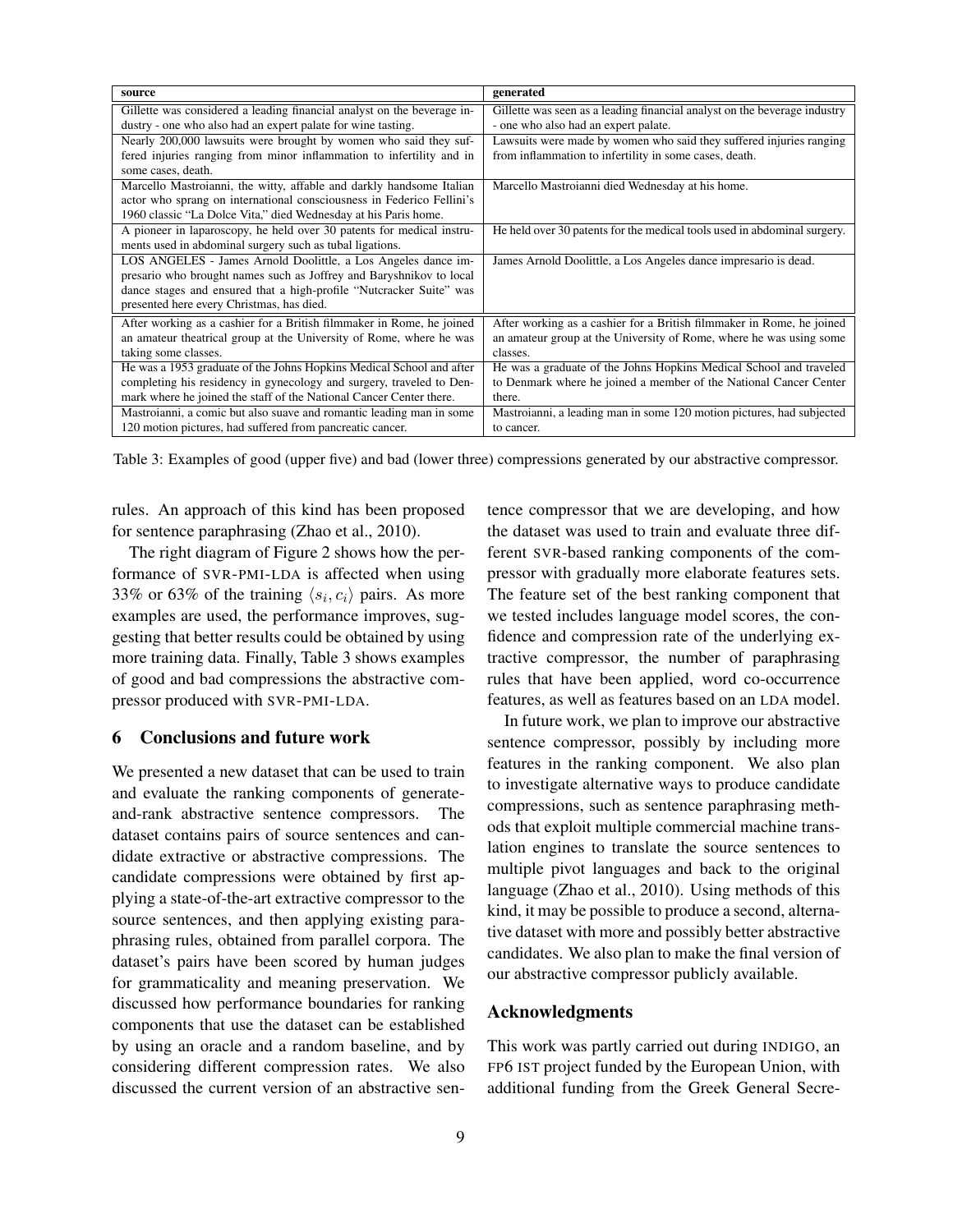| source | generated |
| --- | --- |
| Gillette was considered a leading financial analyst on the beverage industry - one who also had an expert palate for wine tasting. | Gillette was seen as a leading financial analyst on the beverage industry - one who also had an expert palate. |
| Nearly 200,000 lawsuits were brought by women who said they suffered injuries ranging from minor inflammation to infertility and in some cases, death. | Lawsuits were made by women who said they suffered injuries ranging from inflammation to infertility in some cases, death. |
| Marcello Mastroianni, the witty, affable and darkly handsome Italian actor who sprang on international consciousness in Federico Fellini's 1960 classic "La Dolce Vita," died Wednesday at his Paris home. | Marcello Mastroianni died Wednesday at his home. |
| A pioneer in laparoscopy, he held over 30 patents for medical instruments used in abdominal surgery such as tubal ligations. | He held over 30 patents for the medical tools used in abdominal surgery. |
| LOS ANGELES - James Arnold Doolittle, a Los Angeles dance impresario who brought names such as Joffrey and Baryshnikov to local dance stages and ensured that a high-profile "Nutcracker Suite" was presented here every Christmas, has died. | James Arnold Doolittle, a Los Angeles dance impresario is dead. |
| After working as a cashier for a British filmmaker in Rome, he joined an amateur theatrical group at the University of Rome, where he was taking some classes. | After working as a cashier for a British filmmaker in Rome, he joined an amateur group at the University of Rome, where he was using some classes. |
| He was a 1953 graduate of the Johns Hopkins Medical School and after completing his residency in gynecology and surgery, traveled to Denmark where he joined the staff of the National Cancer Center there. | He was a graduate of the Johns Hopkins Medical School and traveled to Denmark where he joined a member of the National Cancer Center there. |
| Mastroianni, a comic but also suave and romantic leading man in some 120 motion pictures, had suffered from pancreatic cancer. | Mastroianni, a leading man in some 120 motion pictures, had subjected to cancer. |

Table 3: Examples of good (upper five) and bad (lower three) compressions generated by our abstractive compressor.

rules. An approach of this kind has been proposed for sentence paraphrasing (Zhao et al., 2010).

The right diagram of Figure 2 shows how the performance of SVR-PMI-LDA is affected when using 33% or 63% of the training $\langle s_i, c_i \rangle$ pairs. As more examples are used, the performance improves, suggesting that better results could be obtained by using more training data. Finally, Table 3 shows examples of good and bad compressions the abstractive compressor produced with SVR-PMI-LDA.

## 6 Conclusions and future work

We presented a new dataset that can be used to train and evaluate the ranking components of generate-and-rank abstractive sentence compressors. The dataset contains pairs of source sentences and candidate extractive or abstractive compressions. The candidate compressions were obtained by first applying a state-of-the-art extractive compressor to the source sentences, and then applying existing paraphrasing rules, obtained from parallel corpora. The dataset's pairs have been scored by human judges for grammaticality and meaning preservation. We discussed how performance boundaries for ranking components that use the dataset can be established by using an oracle and a random baseline, and by considering different compression rates. We also discussed the current version of an abstractive sentence compressor that we are developing, and how the dataset was used to train and evaluate three different SVR-based ranking components of the compressor with gradually more elaborate features sets. The feature set of the best ranking component that we tested includes language model scores, the confidence and compression rate of the underlying extractive compressor, the number of paraphrasing rules that have been applied, word co-occurrence features, as well as features based on an LDA model.

In future work, we plan to improve our abstractive sentence compressor, possibly by including more features in the ranking component. We also plan to investigate alternative ways to produce candidate compressions, such as sentence paraphrasing methods that exploit multiple commercial machine translation engines to translate the source sentences to multiple pivot languages and back to the original language (Zhao et al., 2010). Using methods of this kind, it may be possible to produce a second, alternative dataset with more and possibly better abstractive candidates. We also plan to make the final version of our abstractive compressor publicly available.

## Acknowledgments

This work was partly carried out during INDIGO, an FP6 IST project funded by the European Union, with additional funding from the Greek General Secre-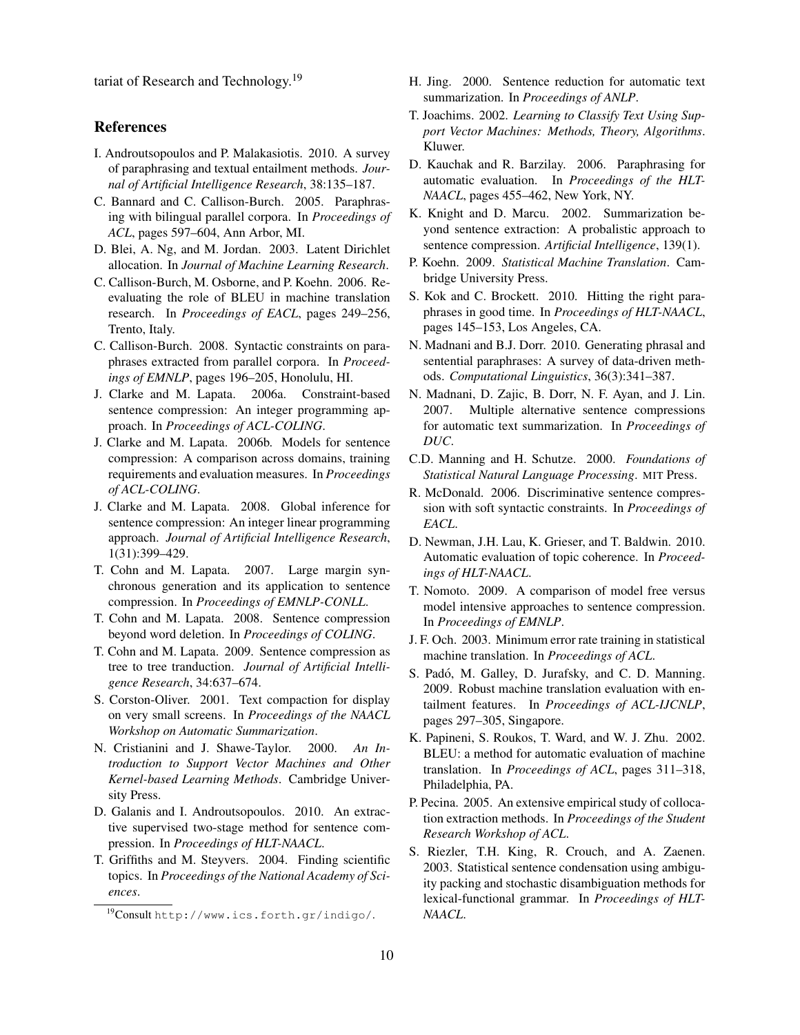tariat of Research and Technology.[19]

## References

I. Androutsopoulos and P. Malakasiotis. 2010. A survey of paraphrasing and textual entailment methods. *Journal of Artificial Intelligence Research*, 38:135–187.

C. Bannard and C. Callison-Burch. 2005. Paraphrasing with bilingual parallel corpora. In *Proceedings of ACL*, pages 597–604, Ann Arbor, MI.

D. Blei, A. Ng, and M. Jordan. 2003. Latent Dirichlet allocation. In *Journal of Machine Learning Research*.

C. Callison-Burch, M. Osborne, and P. Koehn. 2006. Reevaluating the role of BLEU in machine translation research. In *Proceedings of EACL*, pages 249–256, Trento, Italy.

C. Callison-Burch. 2008. Syntactic constraints on paraphrases extracted from parallel corpora. In *Proceedings of EMNLP*, pages 196–205, Honolulu, HI.

J. Clarke and M. Lapata. 2006a. Constraint-based sentence compression: An integer programming approach. In *Proceedings of ACL-COLING*.

J. Clarke and M. Lapata. 2006b. Models for sentence compression: A comparison across domains, training requirements and evaluation measures. In *Proceedings of ACL-COLING*.

J. Clarke and M. Lapata. 2008. Global inference for sentence compression: An integer linear programming approach. *Journal of Artificial Intelligence Research*, 1(31):399–429.

T. Cohn and M. Lapata. 2007. Large margin synchronous generation and its application to sentence compression. In *Proceedings of EMNLP-CONLL*.

T. Cohn and M. Lapata. 2008. Sentence compression beyond word deletion. In *Proceedings of COLING*.

T. Cohn and M. Lapata. 2009. Sentence compression as tree to tree tranduction. *Journal of Artificial Intelligence Research*, 34:637–674.

S. Corston-Oliver. 2001. Text compaction for display on very small screens. In *Proceedings of the NAACL Workshop on Automatic Summarization*.

N. Cristianini and J. Shawe-Taylor. 2000. *An Introduction to Support Vector Machines and Other Kernel-based Learning Methods*. Cambridge University Press.

D. Galanis and I. Androutsopoulos. 2010. An extractive supervised two-stage method for sentence compression. In *Proceedings of HLT-NAACL*.

T. Griffiths and M. Steyvers. 2004. Finding scientific topics. In *Proceedings of the National Academy of Sciences*.

H. Jing. 2000. Sentence reduction for automatic text summarization. In *Proceedings of ANLP*.

T. Joachims. 2002. *Learning to Classify Text Using Support Vector Machines: Methods, Theory, Algorithms*. Kluwer.

D. Kauchak and R. Barzilay. 2006. Paraphrasing for automatic evaluation. In *Proceedings of the HLT-NAACL*, pages 455–462, New York, NY.

K. Knight and D. Marcu. 2002. Summarization beyond sentence extraction: A probalistic approach to sentence compression. *Artificial Intelligence*, 139(1).

P. Koehn. 2009. *Statistical Machine Translation*. Cambridge University Press.

S. Kok and C. Brockett. 2010. Hitting the right paraphrases in good time. In *Proceedings of HLT-NAACL*, pages 145–153, Los Angeles, CA.

N. Madnani and B.J. Dorr. 2010. Generating phrasal and sentential paraphrases: A survey of data-driven methods. *Computational Linguistics*, 36(3):341–387.

N. Madnani, D. Zajic, B. Dorr, N. F. Ayan, and J. Lin. 2007. Multiple alternative sentence compressions for automatic text summarization. In *Proceedings of DUC*.

C.D. Manning and H. Schutze. 2000. *Foundations of Statistical Natural Language Processing*. MIT Press.

R. McDonald. 2006. Discriminative sentence compression with soft syntactic constraints. In *Proceedings of EACL*.

D. Newman, J.H. Lau, K. Grieser, and T. Baldwin. 2010. Automatic evaluation of topic coherence. In *Proceedings of HLT-NAACL*.

T. Nomoto. 2009. A comparison of model free versus model intensive approaches to sentence compression. In *Proceedings of EMNLP*.

J. F. Och. 2003. Minimum error rate training in statistical machine translation. In *Proceedings of ACL*.

S. Padó, M. Galley, D. Jurafsky, and C. D. Manning. 2009. Robust machine translation evaluation with entailment features. In *Proceedings of ACL-IJCNLP*, pages 297–305, Singapore.

K. Papineni, S. Roukos, T. Ward, and W. J. Zhu. 2002. BLEU: a method for automatic evaluation of machine translation. In *Proceedings of ACL*, pages 311–318, Philadelphia, PA.

P. Pecina. 2005. An extensive empirical study of collocation extraction methods. In *Proceedings of the Student Research Workshop of ACL*.

S. Riezler, T.H. King, R. Crouch, and A. Zaenen. 2003. Statistical sentence condensation using ambiguity packing and stochastic disambiguation methods for lexical-functional grammar. In *Proceedings of HLT-NAACL*.

[19] Consult http://www.ics.forth.gr/indigo/.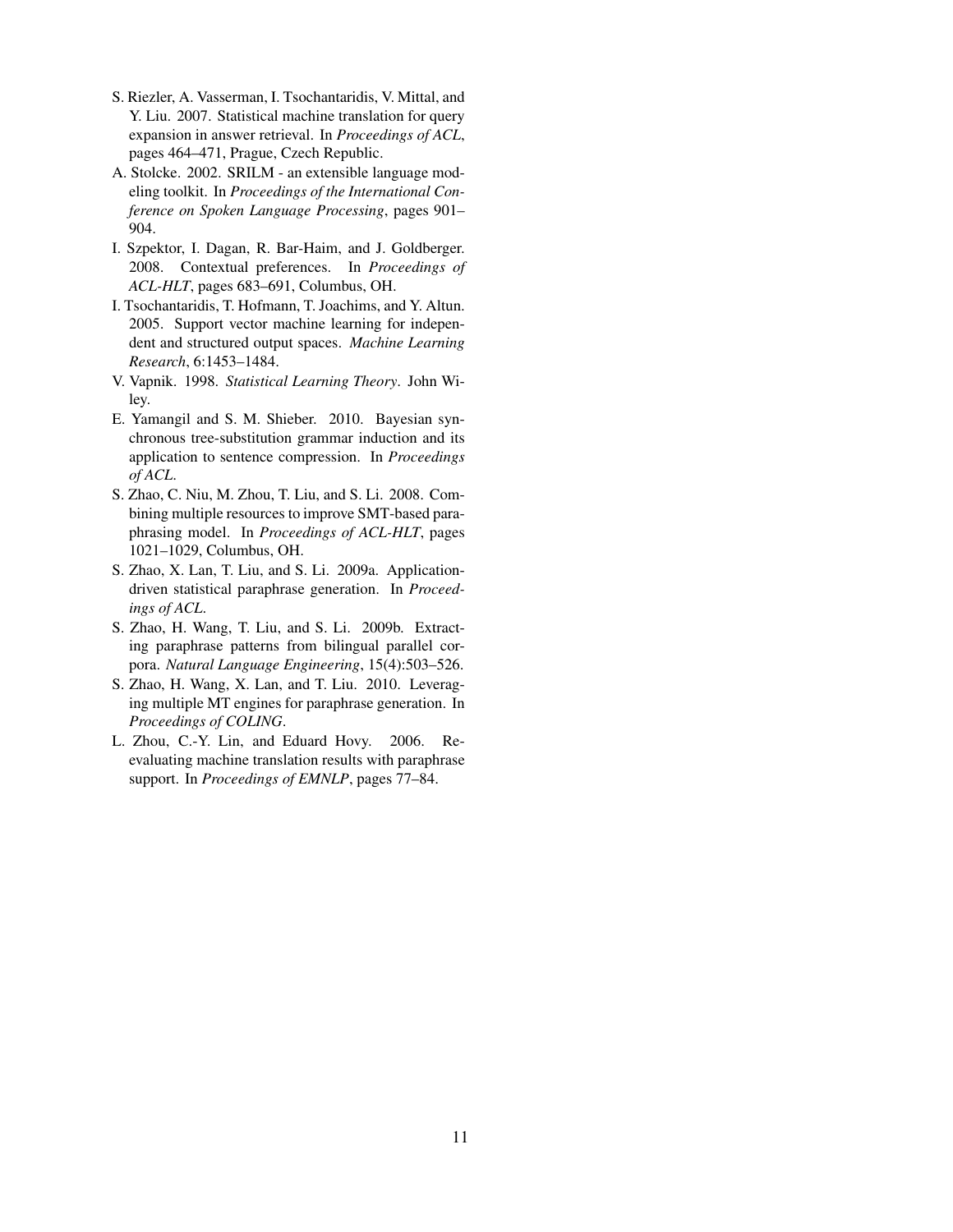S. Riezler, A. Vasserman, I. Tsochantaridis, V. Mittal, and Y. Liu. 2007. Statistical machine translation for query expansion in answer retrieval. In *Proceedings of ACL*, pages 464–471, Prague, Czech Republic.

A. Stolcke. 2002. SRILM - an extensible language modeling toolkit. In *Proceedings of the International Conference on Spoken Language Processing*, pages 901–904.

I. Szpektor, I. Dagan, R. Bar-Haim, and J. Goldberger. 2008. Contextual preferences. In *Proceedings of ACL-HLT*, pages 683–691, Columbus, OH.

I. Tsochantaridis, T. Hofmann, T. Joachims, and Y. Altun. 2005. Support vector machine learning for independent and structured output spaces. *Machine Learning Research*, 6:1453–1484.

V. Vapnik. 1998. *Statistical Learning Theory*. John Wiley.

E. Yamangil and S. M. Shieber. 2010. Bayesian synchronous tree-substitution grammar induction and its application to sentence compression. In *Proceedings of ACL*.

S. Zhao, C. Niu, M. Zhou, T. Liu, and S. Li. 2008. Combining multiple resources to improve SMT-based paraphrasing model. In *Proceedings of ACL-HLT*, pages 1021–1029, Columbus, OH.

S. Zhao, X. Lan, T. Liu, and S. Li. 2009a. Application-driven statistical paraphrase generation. In *Proceedings of ACL*.

S. Zhao, H. Wang, T. Liu, and S. Li. 2009b. Extracting paraphrase patterns from bilingual parallel corpora. *Natural Language Engineering*, 15(4):503–526.

S. Zhao, H. Wang, X. Lan, and T. Liu. 2010. Leveraging multiple MT engines for paraphrase generation. In *Proceedings of COLING*.

L. Zhou, C.-Y. Lin, and Eduard Hovy. 2006. Re-evaluating machine translation results with paraphrase support. In *Proceedings of EMNLP*, pages 77–84.